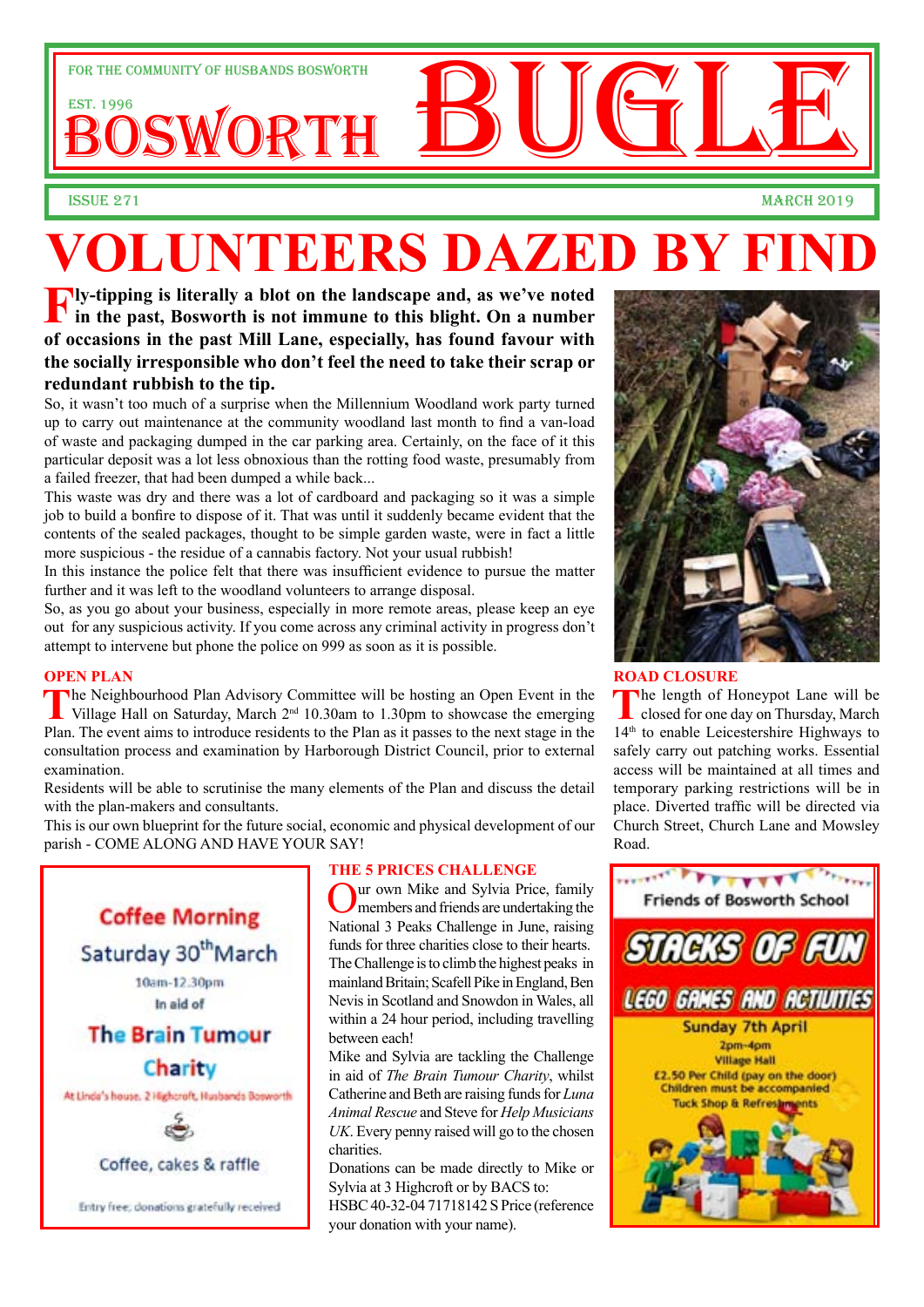FOR THE COMMUNITY OF HUSBANDS BOSWORTH

EST. 1996

# BOSWORTH BUGLE

ISSUE 271 MARCH 2019

# VOLUNTEERS DAZED BY FIND

**Fly-tipping is literally a blot on the landscape and, as we've noted in the past, Bosworth is not immune to this blight. On a number of occasions in the past Mill Lane, especially, has found favour with the socially irresponsible who don't feel the need to take their scrap or redundant rubbish to the tip.**

So, it wasn't too much of a surprise when the Millennium Woodland work party turned up to carry out maintenance at the community woodland last month to find a van-load of waste and packaging dumped in the car parking area. Certainly, on the face of it this particular deposit was a lot less obnoxious than the rotting food waste, presumably from a failed freezer, that had been dumped a while back...

This waste was dry and there was a lot of cardboard and packaging so it was a simple job to build a bonfire to dispose of it. That was until it suddenly became evident that the contents of the sealed packages, thought to be simple garden waste, were in fact a little more suspicious - the residue of a cannabis factory. Not your usual rubbish!

In this instance the police felt that there was insufficient evidence to pursue the matter further and it was left to the woodland volunteers to arrange disposal.

So, as you go about your business, especially in more remote areas, please keep an eye out for any suspicious activity. If you come across any criminal activity in progress don't attempt to intervene but phone the police on 999 as soon as it is possible.

## OPEN PLAN

The Neighbourhood Plan Advisory Committee will be hosting an Open Event in the Village Hall on Saturday, March 2nd 10.30am to 1.30pm to showcase the emerging Plan. The event aims to introduce residents to the Plan as it passes to the next stage in the consultation process and examination by Harborough District Council, prior to external examination.

Residents will be able to scrutinise the many elements of the Plan and discuss the detail with the plan-makers and consultants.

This is our own blueprint for the future social, economic and physical development of our parish - COME ALONG AND HAVE YOUR SAY!

## ROAD CLOSURE

The length of Honeypot Lane will be closed for one day on Thursday, March 14th to enable Leicestershire Highways to safely carry out patching works. Essential access will be maintained at all times and temporary parking restrictions will be in place. Diverted traffic will be directed via Church Street, Church Lane and Mowsley Road.

**Coffee Morning**

**Saturday 30th March**

10am-12.30pm

In aid of

**The Brain Tumour Charity**

At Linda's house, 2 Highcroft, Husbands Bosworth

Coffee, cakes & raffle

Entry free; donations gratefully received

## THE 5 PRICES CHALLENGE

Our own Mike and Sylvia Price, family members and friends are undertaking the National 3 Peaks Challenge in June, raising funds for three charities close to their hearts. The Challenge is to climb the highest peaks in mainland Britain; Scafell Pike in England, Ben Nevis in Scotland and Snowdon in Wales, all within a 24 hour period, including travelling between each!

Mike and Sylvia are tackling the Challenge in aid of *The Brain Tumour Charity*, whilst Catherine and Beth are raising funds for *Luna Animal Rescue* and Steve for *Help Musicians UK*. Every penny raised will go to the chosen charities.

Donations can be made directly to Mike or Sylvia at 3 Highcroft or by BACS to:
HSBC 40-32-04 71718142 S Price (reference your donation with your name).

Friends of Bosworth School

**STACKS OF FUN**

**LEGO GAMES AND ACTIVITIES**

Sunday 7th April

2pm-4pm

Village Hall

£2.50 Per Child (pay on the door)

Children must be accompanied

Tuck Shop & Refreshments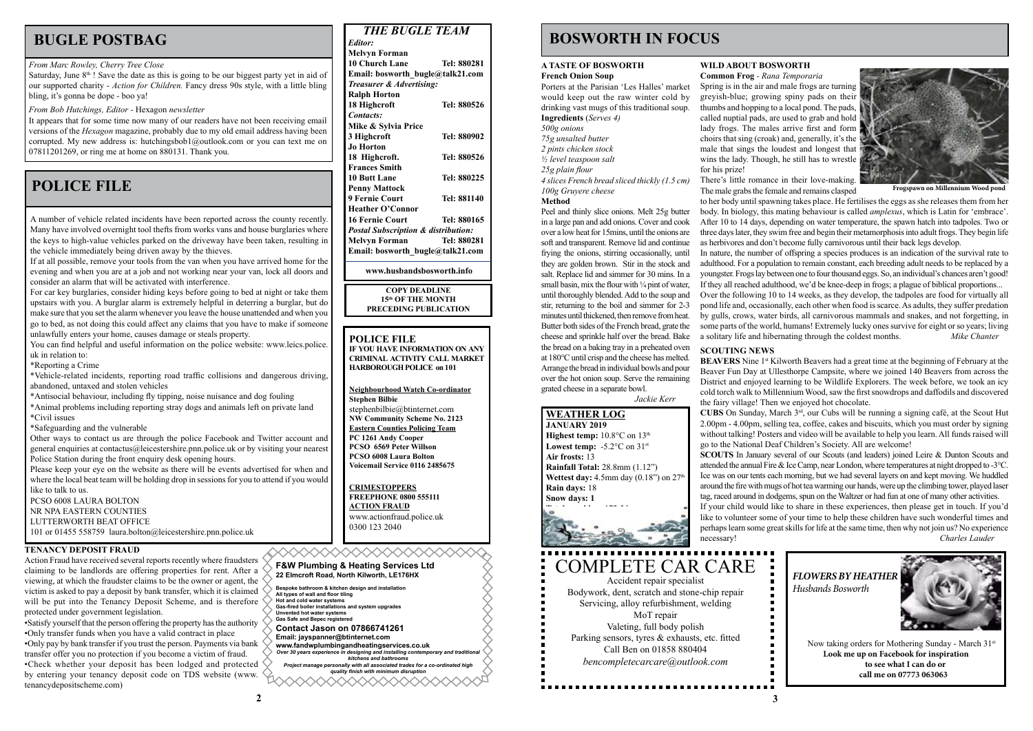# BUGLE POSTBAG

*From Marc Rowley, Cherry Tree Close*

Saturday, June 8th ! Save the date as this is going to be our biggest party yet in aid of our supported charity - *Action for Children.* Fancy dress 90s style, with a little bling bling, it's gonna be dope - boo ya!

*From Bob Hutchings, Editor - Hexagon newsletter*

It appears that for some time now many of our readers have not been receiving email versions of the *Hexagon* magazine, probably due to my old email address having been corrupted. My new address is: hutchingsbob1@outlook.com or you can text me on 07811201269, or ring me at home on 880131. Thank you.

# POLICE FILE

A number of vehicle related incidents have been reported across the county recently. Many have involved overnight tool thefts from works vans and house burglaries where the keys to high-value vehicles parked on the driveway have been taken, resulting in the vehicle immediately being driven away by the thieves.

If at all possible, remove your tools from the van when you have arrived home for the evening and when you are at a job and not working near your van, lock all doors and consider an alarm that will be activated with interference.

For car key burglaries, consider hiding keys before going to bed at night or take them upstairs with you. A burglar alarm is extremely helpful in deterring a burglar, but do make sure that you set the alarm whenever you leave the house unattended and when you go to bed, as not doing this could affect any claims that you have to make if someone unlawfully enters your home, causes damage or steals property.

You can find helpful and useful information on the police website: www.leics.police.uk in relation to:

*Reporting a Crime

*Vehicle-related incidents, reporting road traffic collisions and dangerous driving, abandoned, untaxed and stolen vehicles

*Antisocial behaviour, including fly tipping, noise nuisance and dog fouling

*Animal problems including reporting stray dogs and animals left on private land

*Civil issues

*Safeguarding and the vulnerable

Other ways to contact us are through the police Facebook and Twitter account and general enquiries at contactus@leicestershire.pnn.police.uk or by visiting your nearest Police Station during the front enquiry desk opening hours.

Please keep your eye on the website as there will be events advertised for when and where the local beat team will be holding drop in sessions for you to attend if you would like to talk to us.

PCSO 6008 LAURA BOLTON
NR NPA EASTERN COUNTIES
LUTTERWORTH BEAT OFFICE
101 or 01455 558759 laura.bolton@leicestershire.pnn.police.uk

### TENANCY DEPOSIT FRAUD

Action Fraud have received several reports recently where fraudsters claiming to be landlords are offering properties for rent. After a viewing, at which the fraudster claims to be the owner or agent, the victim is asked to pay a deposit by bank transfer, which it is claimed will be put into the Tenancy Deposit Scheme, and is therefore protected under government legislation.

•Satisfy yourself that the person offering the property has the authority
•Only transfer funds when you have a valid contract in place
•Only pay by bank transfer if you trust the person. Payments via bank transfer offer you no protection if you become a victim of fraud.
•Check whether your deposit has been lodged and protected by entering your tenancy deposit code on TDS website (www.tenancydepositscheme.com)

## *THE BUGLE TEAM*

*Editor:*
**Melvyn Forman**
**10 Church Lane Tel: 880281**
**Email: bosworth_bugle@talk21.com**
*Treasurer & Advertising:*
**Ralph Horton**
**18 Highcroft Tel: 880526**
*Contacts:*
**Mike & Sylvia Price**
**3 Highcroft Tel: 880902**
**Jo Horton**
**18 Highcroft. Tel: 880526**
**Frances Smith**
**10 Butt Lane Tel: 880225**
**Penny Mattock**
**9 Fernie Court Tel: 881140**
**Heather O'Connor**
**16 Fernie Court Tel: 880165**
*Postal Subscription & distribution:*
**Melvyn Forman Tel: 880281**
**Email: bosworth_bugle@talk21.com**

**www.husbandsbosworth.info**

**COPY DEADLINE**
**15th OF THE MONTH PRECEDING PUBLICATION**

**POLICE FILE**
**IF YOU HAVE INFORMATION ON ANY CRIMINAL ACTIVITY CALL MARKET HARBOROUGH POLICE on 101**

**Neighbourhood Watch Co-ordinator**
**Stephen Bilbie**
stephenbilbie@btinternet.com
**NW Community Scheme No. 2123**
**Eastern Counties Policing Team**
**PC 1261 Andy Cooper**
**PCSO 6569 Peter Willson**
**PCSO 6008 Laura Bolton**
**Voicemail Service 0116 2485675**

**CRIMESTOPPERS**
**FREEPHONE 0800 555111**
**ACTION FRAUD**
www.actionfraud.police.uk
0300 123 2040

**F&W Plumbing & Heating Services Ltd**
**22 Elmcroft Road, North Kilworth, LE176HX**

**Bespoke bathroom & kitchen design and installation**
**All types of wall and floor tiling**
**Hot and cold water systems**
**Gas-fired boiler installations and system upgrades**
**Unvented hot water systems**
**Gas Safe and Bepec registered**

**Contact Jason on 07866741261**
**Email: jayspanner@btinternet.com**
**www.fandwplumbingandheatingservices.co.uk**
***Over 30 years experience in designing and installing contemporary and traditional kitchens and bathrooms***
***Project manage personally with all associated trades for a co-ordinated high quality finish with minimum disruption***

# BOSWORTH IN FOCUS

### A TASTE OF BOSWORTH
**French Onion Soup**

Porters at the Parisian 'Les Halles' market would keep out the raw winter cold by drinking vast mugs of this traditional soup.

**Ingredients** (*Serves 4)*

*500g onions*
*75g unsalted butter*
*2 pints chicken stock*
*½ level teaspoon salt*
*25g plain flour*
*4 slices French bread sliced thickly (1.5 cm)*
*100g Gruyere cheese*

**Method**

Peel and thinly slice onions. Melt 25g butter in a large pan and add onions. Cover and cook over a low heat for 15mins, until the onions are soft and transparent. Remove lid and continue frying the onions, stirring occasionally, until they are golden brown. Stir in the stock and salt. Replace lid and simmer for 30 mins. In a small basin, mix the flour with ¼ pint of water, until thoroughly blended. Add to the soup and stir, returning to the boil and simmer for 2-3 minutes until thickened, then remove from heat. Butter both sides of the French bread, grate the cheese and sprinkle half over the bread. Bake the bread on a baking tray in a preheated oven at 180°C until crisp and the cheese has melted. Arrange the bread in individual bowls and pour over the hot onion soup. Serve the remaining grated cheese in a separate bowl.

*Jackie Kerr*

**WEATHER LOG**
**JANUARY 2019**
**Highest temp:** 10.8°C on 13th
**Lowest temp:** -5.2°C on 31st
**Air frosts:** 13
**Rainfall Total:** 28.8mm (1.12")
**Wettest day:** 4.5mm day (0.18") on 27th
**Rain days:** 18
**Snow days: 1**

### WILD ABOUT BOSWORTH
**Common Frog** - *Rana Temporaria*

Spring is in the air and male frogs are turning greyish-blue; growing spiny pads on their thumbs and hopping to a local pond. The pads, called nuptial pads, are used to grab and hold lady frogs. The males arrive first and form choirs that sing (croak) and, generally, it's the male that sings the loudest and longest that wins the lady. Though, he still has to wrestle for his prize!

**Frogspawn on Millennium Wood pond**

There's little romance in their love-making. The male grabs the female and remains clasped to her body until spawning takes place. He fertilises the eggs as she releases them from her body. In biology, this mating behaviour is called *amplexus*, which is Latin for 'embrace'. After 10 to 14 days, depending on water temperature, the spawn hatch into tadpoles. Two or three days later, they swim free and begin their metamorphosis into adult frogs. They begin life as herbivores and don't become fully carnivorous until their back legs develop.

In nature, the number of offspring a species produces is an indication of the survival rate to adulthood. For a population to remain constant, each breeding adult needs to be replaced by a youngster. Frogs lay between one to four thousand eggs. So, an individual's chances aren't good! If they all reached adulthood, we'd be knee-deep in frogs; a plague of biblical proportions...

Over the following 10 to 14 weeks, as they develop, the tadpoles are food for virtually all pond life and, occasionally, each other when food is scarce. As adults, they suffer predation by gulls, crows, water birds, all carnivorous mammals and snakes, and not forgetting, in some parts of the world, humans! Extremely lucky ones survive for eight or so years; living a solitary life and hibernating through the coldest months. *Mike Chanter*

### SCOUTING NEWS

**BEAVERS** Nine 1st Kilworth Beavers had a great time at the beginning of February at the Beaver Fun Day at Ullesthorpe Campsite, where we joined 140 Beavers from across the District and enjoyed learning to be Wildlife Explorers. The week before, we took an icy cold torch walk to Millennium Wood, saw the first snowdrops and daffodils and discovered the fairy village! Then we enjoyed hot chocolate.

**CUBS** On Sunday, March 3rd, our Cubs will be running a signing café, at the Scout Hut 2.00pm - 4.00pm, selling tea, coffee, cakes and biscuits, which you must order by signing without talking! Posters and video will be available to help you learn. All funds raised will go to the National Deaf Children's Society. All are welcome!

**SCOUTS** In January several of our Scouts (and leaders) joined Leire & Dunton Scouts and attended the annual Fire & Ice Camp, near London, where temperatures at night dropped to -3°C. Ice was on our tents each morning, but we had several layers on and kept moving. We huddled around the fire with mugs of hot tea warming our hands, were up the climbing tower, played laser tag, raced around in dodgems, spun on the Waltzer and had fun at one of many other activities.

If your child would like to share in these experiences, then please get in touch. If you'd like to volunteer some of your time to help these children have such wonderful times and perhaps learn some great skills for life at the same time, then why not join us? No experience necessary! *Charles Lauder*

COMPLETE CAR CARE

Accident repair specialist
Bodywork, dent, scratch and stone-chip repair
Servicing, alloy refurbishment, welding
MoT repair
Valeting, full body polish
Parking sensors, tyres & exhausts, etc. fitted
Call Ben on 01858 880404
*bencompletecarcare@outlook.com*

***FLOWERS BY HEATHER***
*Husbands Bosworth*

Now taking orders for Mothering Sunday - March 31st
**Look me up on Facebook for inspiration to see what I can do or call me on 07773 063063**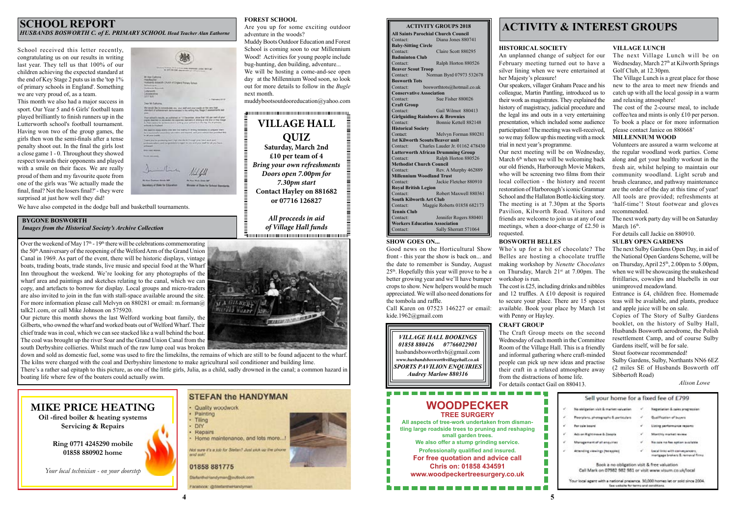# SCHOOL REPORT

*HUSBANDS BOSWORTH C. of E. PRIMARY SCHOOL Head Teacher Alan Eathorne*

School received this letter recently, congratulating us on our results in writing last year. They tell us that 100% of our children achieving the expected standard at the end of Key Stage 2 puts us in the 'top 1% of primary schools in England'. Something we are very proud of, as a team.

This month we also had a major success in sport. Our Year 5 and 6 Girls' football team played brilliantly to finish runners up in the Lutterworth school's football tournament. Having won two of the group games, the girls then won the semi-finals after a tense penalty shoot out. In the final the girls lost a close game 1 - 0. Throughout they showed respect towards their opponents and played with a smile on their faces. We are really proud of them and my favourite quote from one of the girls was 'We actually made the final, final? Not the losers final?' - they were surprised at just how well they did!

We have also competed in the dodge ball and basketball tournaments.

## BYGONE BOSWORTH

*Images from the Historical Society's Archive Collection*

Over the weekend of May 17th - 19th there will be celebrations commemorating the 50th Anniversary of the reopening of the Welford Arm of the Grand Union Canal in 1969. As part of the event, there will be historic displays, vintage boats, trading boats, trade stands, live music and special food at the Wharf Inn throughout the weekend. We're looking for any photographs of the wharf area and paintings and sketches relating to the canal, which we can copy, and artefacts to borrow for display. Local groups and micro-traders are also invited to join in the fun with stall-space available around the site. For more information please call Melvyn on 880281 or email: m.forman@talk21.com, or call Mike Johnson on 575920.

Our picture this month shows the last Welford working boat family, the Gilberts, who owned the wharf and worked boats out of Welford Wharf. Their chief trade was in coal, which we can see stacked like a wall behind the boat. The coal was brought up the river Soar and the Grand Union Canal from the south Derbyshire collieries. Whilst much of the raw lump coal was broken down and sold as domestic fuel, some was used to fire the limekilns, the remains of which are still to be found adjacent to the wharf. The kilns were charged with the coal and Derbyshire limestone to make agricultural soil conditioner and building lime.

There's a rather sad epitaph to this picture, as one of the little girls, Julia, as a child, sadly drowned in the canal; a common hazard in boating life where few of the boaters could actually swim.

## FOREST SCHOOL

Are you up for some exciting outdoor adventure in the woods?

Muddy Boots Outdoor Education and Forest School is coming soon to our Millennium Wood! Activities for young people include bug-hunting, den building, adventure...

We will be hosting a come-and-see open day at the Millennium Wood soon, so look out for more details to follow in the *Bugle* next month.

muddybootsoutdooreducation@yahoo.com

## VILLAGE HALL QUIZ

**Saturday, March 2nd**
**£10 per team of 4**
***Bring your own refreshments***
**Doors open 7.00pm for 7.30pm start**
**Contact Hayley on 881682 or 07716 126827**

*All proceeds in aid of Village Hall funds*

## MIKE PRICE HEATING

**Oil -fired boiler & heating systems**
**Servicing & Repairs**

**Ring 0771 4245290 mobile**
**01858 880902 home**

*Your local technician - on your doorstep*

## STEFAN the HANDYMAN

- Quality woodwork
- Painting
- Tiling
- DIY
- Repairs
- Home maintenance, and lots more...!

*Not sure it's a job for Stefan? Just pick up the phone and ask!*

01858 881775

StefantheHandyman@outlook.com

Facebook: @StefantheHandyman

## ACTIVITY GROUPS 2018

| Group | Contact |
|---|---|
| **All Saints Parochial Church Council** | Diana Jones 880741 |
| **Baby-Sitting Circle** | Claire Scott 880295 |
| **Badminton Club** | Ralph Horton 880526 |
| **Beaver Scout Troop** | Norman Byrd 07973 532678 |
| **Bosworth Tots** | bosworthtots@hotmail.co.uk |
| **Conservative Association** | Sue Fisher 880026 |
| **Craft Group** | Gail Wilmot 880413 |
| **Girlguiding Rainbows & Brownies** | Bonnie Kettell 882148 |
| **Historical Society** | Melvyn Forman 880281 |
| **1st Kilworth Scouts/Beaver unit** | Charles Lauder Jr. 01162 478430 |
| **Lutterworth African Drumming Group** | Ralph Horton 880526 |
| **Methodist Church Council** | Rev. A Murphy 462889 |
| **Millennium Woodland Trust** | Jackie Fletcher 880910 |
| **Royal British Legion** | Robert Maxwell 880361 |
| **South Kilworth Art Club** | Maggie Roberts 01858 682173 |
| **Tennis Club** | Jennifer Rogers 880401 |
| **Workers Education Association** | Sally Sherratt 571064 |

## SHOW GOES ON...

Good news on the Horticultural Show front - this year the show is back on... and the date to remember is Sunday, August 25th. Hopefully this year will prove to be a better growing year and we'll have bumper crops to show. New helpers would be much appreciated. We will also need donations for the tombola and raffle.

Call Karen on 07523 146227 or email: kide.1962@gmail.com

*VILLAGE HALL BOOKINGS*
*01858 880426 07766022901*
husbandsbosworthvh@gmail.com
*www.husbandsbosworthvillagehall.co.uk*
*SPORTS PAVILION ENQUIRIES*
*Audrey Marlow 880316*

# ACTIVITY & INTEREST GROUPS

## HISTORICAL SOCIETY

An unplanned change of subject for our February meeting turned out to have a silver lining when we were entertained at her Majesty's pleasure!

Our speakers, villager Graham Peace and his colleague, Martin Pantling, introduced us to their work as magistrates. They explained the history of magistracy, judicial procedure and the legal ins and outs in a very entertaining presentation, which included some audience participation! The meeting was well-received, so we may follow up this meeting with a mock trial in next year's programme.

Our next meeting will be on Wednesday, March 6th when we will be welcoming back our old friends, Harborough Movie Makers, who will be screening two films from their local collection - the history and recent restoration of Harborough's iconic Grammar School and the Hallaton Bottle-kicking story. The meeting is at 7.30pm at the Sports Pavilion, Kilworth Road. Visitors and friends are welcome to join us at any of our meetings, when a door-charge of £2.50 is requested.

## BOSWORTH BELLES

Who's up for a bit of chocolate? The Belles are hosting a chocolate truffle making workshop by *Nenette Chocolates* on Thursday, March 21st at 7.00pm. The workshop is run.

The cost is £25, including drinks and nibbles and 12 truffles. A £10 deposit is required to secure your place. There are 15 spaces available. Book your place by March 1st with Penny or Hayley.

## CRAFT GROUP

The Craft Group meets on the second Wednesday of each month in the Committee Room of the Village Hall. This is a friendly and informal gathering where craft-minded people can pick up new ideas and practise their craft in a relaxed atmosphere away from the distractions of home life.

For details contact Gail on 880413.

## VILLAGE LUNCH

The next Village Lunch will be on Wednesday, March 27th at Kilworth Springs Golf Club, at 12.30pm.

The Village Lunch is a great place for those new to the area to meet new friends and catch up with all the local gossip in a warm and relaxing atmosphere!

The cost of the 2-course meal, to include coffee/tea and mints is only £10 per person. To book a place or for more information please contact Janice on 880668'

## MILLENNIUM WOOD

Volunteers are assured a warm welcome at the regular woodland work parties. Come along and get your healthy workout in the fresh air, whilst helping to maintain our community woodland. Light scrub and brush clearance, and pathway maintenance are the order of the day at this time of year! All tools are provided; refreshments at 'half-time'! Stout footwear and gloves recommended.

The next work party day will be on Saturday March 16th.

For details call Jackie on 880910.

## SULBY OPEN GARDENS

The next Sulby Gardens Open Day, in aid of the National Open Gardens Scheme, will be on Thursday, April 25th, 2.00pm to 5.00pm, when we will be showcasing the snakeshead fritillaries, cowslips and bluebells in our unimproved meadowland.

Entrance is £4, children free. Homemade teas will be available, and plants, produce and apple juice will be on sale.

Copies of The Story of Sulby Gardens booklet, on the history of Sulby Hall, Husbands Bosworth aerodrome, the Polish resettlement Camp, and of course Sulby Gardens itself, will be for sale.

Stout footwear recommended!

Sulby Gardens, Sulby, Northants NN6 6EZ (2 miles SE of Husbands Bosworth off Sibbertoft Road)

*Alison Lowe*

## WOODPECKER

**TREE SURGERY**

**All aspects of tree-work undertaken from dismantling large roadside trees to pruning and reshaping small garden trees.**
**We also offer a stump grinding service.**
**Professionally qualified and insured.**
**For free quotation and advice call Chris on: 01858 434591**
**www.woodpeckertreesurgery.co.uk**

## Sell your home for a fixed fee of £799

- No obligation visit & market valuation
- Floorplans, photographs & particulars
- For sale board
- Ads on Rightmove & Zoopla
- Management of all enquiries
- Attending viewings (fee applies)
- Negotiation & sales progression
- Qualification of buyers
- Listing performance reports
- Monthly market review
- No sale no fee option available
- Local links with conveyancers, mortgage brokers & removal firms

Book a no obligation visit & free valuation
Call Mark on 07982 982 981 or visit www.visum.co.uk/local

Your local agent with a national presence. 30,000 homes let or sold since 2004.
See website for terms and conditions.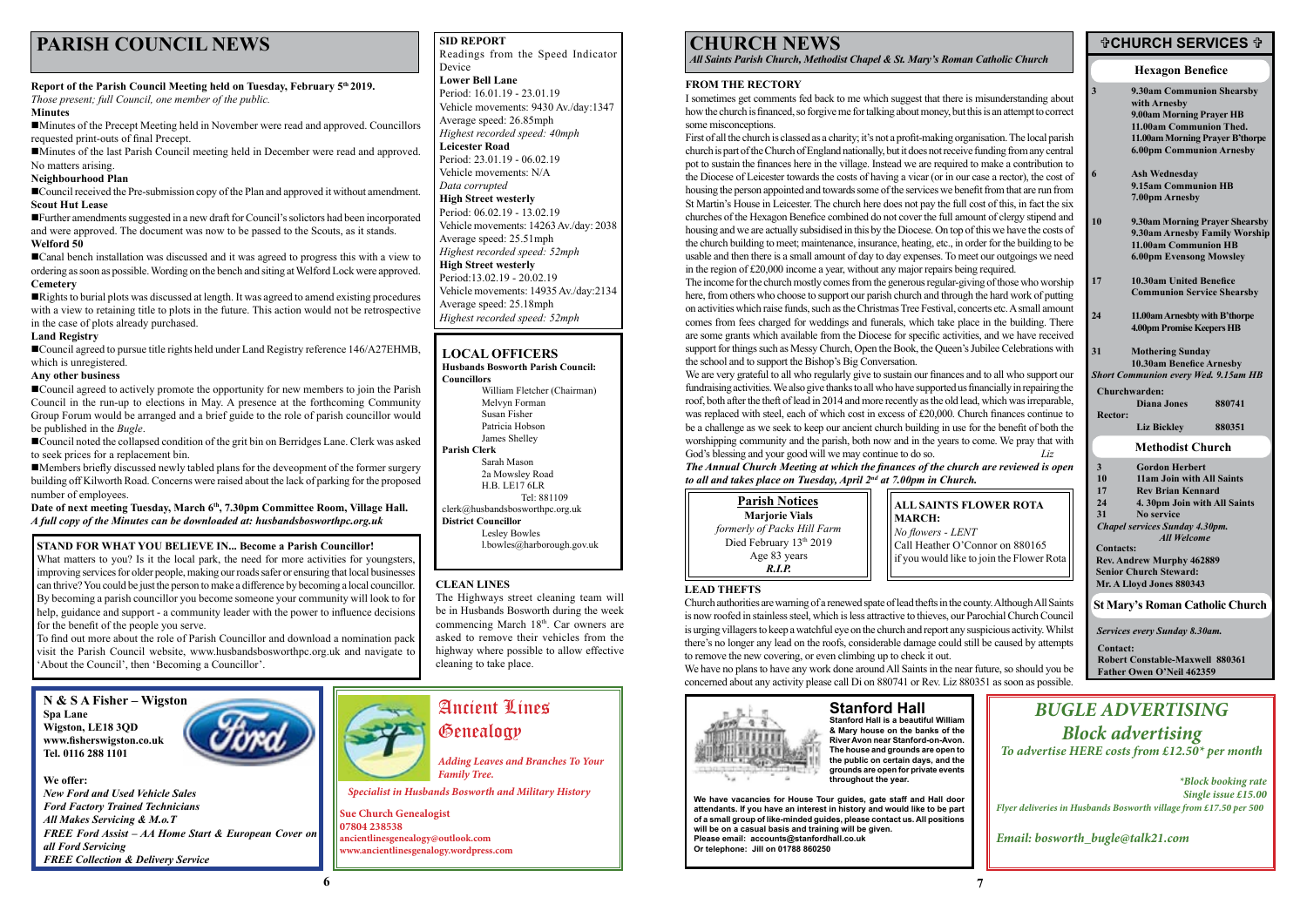# PARISH COUNCIL NEWS

**Report of the Parish Council Meeting held on Tuesday, February 5th 2019.**

*Those present; full Council, one member of the public.*

**Minutes**

■Minutes of the Precept Meeting held in November were read and approved. Councillors requested print-outs of final Precept.

■Minutes of the last Parish Council meeting held in December were read and approved. No matters arising.

**Neighbourhood Plan**

■Council received the Pre-submission copy of the Plan and approved it without amendment.

**Scout Hut Lease**

■Further amendments suggested in a new draft for Council's solicitors had been incorporated and were approved. The document was now to be passed to the Scouts, as it stands.

**Welford 50**

■Canal bench installation was discussed and it was agreed to progress this with a view to ordering as soon as possible. Wording on the bench and siting at Welford Lock were approved.

**Cemetery**

■Rights to burial plots was discussed at length. It was agreed to amend existing procedures with a view to retaining title to plots in the future. This action would not be retrospective in the case of plots already purchased.

**Land Registry**

■Council agreed to pursue title rights held under Land Registry reference 146/A27EHMB, which is unregistered.

**Any other business**

■Council agreed to actively promote the opportunity for new members to join the Parish Council in the run-up to elections in May. A presence at the forthcoming Community Group Forum would be arranged and a brief guide to the role of parish councillor would be published in the *Bugle*.

■Council noted the collapsed condition of the grit bin on Berridges Lane. Clerk was asked to seek prices for a replacement bin.

■Members briefly discussed newly tabled plans for the deveopment of the former surgery building off Kilworth Road. Concerns were raised about the lack of parking for the proposed number of employees.

**Date of next meeting Tuesday, March 6th, 7.30pm Committee Room, Village Hall.**
***A full copy of the Minutes can be downloaded at: husbandsbosworthpc.org.uk***

### STAND FOR WHAT YOU BELIEVE IN... Become a Parish Councillor!

What matters to you? Is it the local park, the need for more activities for youngsters, improving services for older people, making our roads safer or ensuring that local businesses can thrive? You could be just the person to make a difference by becoming a local councillor. By becoming a parish councillor you become someone your community will look to for help, guidance and support - a community leader with the power to influence decisions for the benefit of the people you serve.

To find out more about the role of Parish Councillor and download a nomination pack visit the Parish Council website, www.husbandsbosworthpc.org.uk and navigate to 'About the Council', then 'Becoming a Councillor'.

### SID REPORT

Readings from the Speed Indicator Device

**Lower Bell Lane**
Period: 16.01.19 - 23.01.19
Vehicle movements: 9430 Av./day:1347
Average speed: 26.85mph
*Highest recorded speed: 40mph*

**Leicester Road**
Period: 23.01.19 - 06.02.19
Vehicle movements: N/A
*Data corrupted*

**High Street westerly**
Period: 06.02.19 - 13.02.19
Vehicle movements: 14263 Av./day: 2038
Average speed: 25.51mph
*Highest recorded speed: 52mph*

**High Street westerly**
Period:13.02.19 - 20.02.19
Vehicle movements: 14935 Av./day:2134
Average speed: 25.18mph
*Highest recorded speed: 52mph*

### LOCAL OFFICERS

**Husbands Bosworth Parish Council:**

**Councillors**
William Fletcher (Chairman)
Melvyn Forman
Susan Fisher
Patricia Hobson
James Shelley

**Parish Clerk**
Sarah Mason
2a Mowsley Road
H.B. LE17 6LR
Tel: 881109
clerk@husbandsbosworthpc.org.uk

**District Councillor**
Lesley Bowles
l.bowles@harborough.gov.uk

### CLEAN LINES

The Highways street cleaning team will be in Husbands Bosworth during the week commencing March 18th. Car owners are asked to remove their vehicles from the highway where possible to allow effective cleaning to take place.

**N & S A Fisher – Wigston**
**Spa Lane**
**Wigston, LE18 3QD**
**www.fisherswigston.co.uk**
**Tel. 0116 288 1101**

**We offer:**
*New Ford and Used Vehicle Sales*
*Ford Factory Trained Technicians*
*All Makes Servicing & M.o.T*
*FREE Ford Assist – AA Home Start & European Cover on all Ford Servicing*
*FREE Collection & Delivery Service*

**Ancient Lines Genealogy**

*Adding Leaves and Branches To Your Family Tree.*

*Specialist in Husbands Bosworth and Military History*

**Sue Church Genealogist**
**07804 238538**
**ancientlinesgenealogy@outlook.com**
**www.ancientlinesgenealogy.wordpress.com**

# CHURCH NEWS

*All Saints Parish Church, Methodist Chapel & St. Mary's Roman Catholic Church*

### FROM THE RECTORY

I sometimes get comments fed back to me which suggest that there is misunderstanding about how the church is financed, so forgive me for talking about money, but this is an attempt to correct some misconceptions.

First of all the church is classed as a charity; it's not a profit-making organisation. The local parish church is part of the Church of England nationally, but it does not receive funding from any central pot to sustain the finances here in the village. Instead we are required to make a contribution to the Diocese of Leicester towards the costs of having a vicar (or in our case a rector), the cost of housing the person appointed and towards some of the services we benefit from that are run from St Martin's House in Leicester. The church here does not pay the full cost of this, in fact the six churches of the Hexagon Benefice combined do not cover the full amount of clergy stipend and housing and we are actually subsidised in this by the Diocese. On top of this we have the costs of the church building to meet; maintenance, insurance, heating, etc., in order for the building to be usable and then there is a small amount of day to day expenses. To meet our outgoings we need in the region of £20,000 income a year, without any major repairs being required.

The income for the church mostly comes from the generous regular-giving of those who worship here, from others who choose to support our parish church and through the hard work of putting on activities which raise funds, such as the Christmas Tree Festival, concerts etc. A small amount comes from fees charged for weddings and funerals, which take place in the building. There are some grants which available from the Diocese for specific activities, and we have received support for things such as Messy Church, Open the Book, the Queen's Jubilee Celebrations with the school and to support the Bishop's Big Conversation.

We are very grateful to all who regularly give to sustain our finances and to all who support our fundraising activities. We also give thanks to all who have supported us financially in repairing the roof, both after the theft of lead in 2014 and more recently as the old lead, which was irreparable, was replaced with steel, each of which cost in excess of £20,000. Church finances continue to be a challenge as we seek to keep our ancient church building in use for the benefit of both the worshipping community and the parish, both now and in the years to come. We pray that with God's blessing and your good will we may continue to do so. *Liz*

***The Annual Church Meeting at which the finances of the church are reviewed is open to all and takes place on Tuesday, April 2nd at 7.00pm in Church.***

**Parish Notices**
**Marjorie Vials**
*formerly of Packs Hill Farm*
Died February 13th 2019
Age 83 years
***R.I.P.***

**ALL SAINTS FLOWER ROTA MARCH:**
*No flowers - LENT*
Call Heather O'Connor on 880165 if you would like to join the Flower Rota

### LEAD THEFTS

Church authorities are warning of a renewed spate of lead thefts in the county. Although All Saints is now roofed in stainless steel, which is less attractive to thieves, our Parochial Church Council is urging villagers to keep a watchful eye on the church and report any suspicious activity. Whilst there's no longer any lead on the roofs, considerable damage could still be caused by attempts to remove the new covering, or even climbing up to check it out.

We have no plans to have any work done around All Saints in the near future, so should you be concerned about any activity please call Di on 880741 or Rev. Liz 880351 as soon as possible.

**Stanford Hall**

**Stanford Hall is a beautiful William & Mary house on the banks of the River Avon near Stanford-on-Avon. The house and grounds are open to the public on certain days, and the grounds are open for private events throughout the year.**

**We have vacancies for House Tour guides, gate staff and Hall door attendants. If you have an interest in history and would like to be part of a small group of like-minded guides, please contact us. All positions will be on a casual basis and training will be given.**
**Please email: accounts@stanfordhall.co.uk**
**Or telephone: Jill on 01788 860250**

## ✞CHURCH SERVICES ✞

### Hexagon Benefice

| | |
|---|---|
| **3** | **9.30am Communion Shearsby with Arnesby**<br>**9.00am Morning Prayer HB**<br>**11.00am Communion Thed.**<br>**11.00am Morning Prayer B'thorpe**<br>**6.00pm Communion Arnesby** |
| **6** | **Ash Wednesday**<br>**9.15am Communion HB**<br>**7.00pm Arnesby** |
| **10** | **9.30am Morning Prayer Shearsby**<br>**9.30am Arnesby Family Worship**<br>**11.00am Communion HB**<br>**6.00pm Evensong Mowsley** |
| **17** | **10.30am United Benefice Communion Service Shearsby** |
| **24** | **11.00am Arnesby with B'thorpe**<br>**4.00pm Promise Keepers HB** |
| **31** | **Mothering Sunday**<br>**10.30am Benefice Arnesby** |

***Short Communion every Wed. 9.15am HB***

**Churchwarden:**
**Diana Jones 880741**
**Rector:**
**Liz Bickley 880351**

### Methodist Church

| | |
|---|---|
| **3** | **Gordon Herbert** |
| **10** | **11am Join with All Saints** |
| **17** | **Rev Brian Kennard** |
| **24** | **4. 30pm Join with All Saints** |
| **31** | **No service** |

***Chapel services Sunday 4.30pm.***
***All Welcome***

**Contacts:**
**Rev. Andrew Murphy 462889**
**Senior Church Steward:**
**Mr. A Lloyd Jones 880343**

### St Mary's Roman Catholic Church

*Services every Sunday 8.30am.*

**Contact:**
**Robert Constable-Maxwell 880361**
**Father Owen O'Neil 462359**

## *BUGLE ADVERTISING*
## *Block advertising*

*To advertise HERE costs from £12.50\* per month*

*\*Block booking rate*
*Single issue £15.00*

*Flyer deliveries in Husbands Bosworth village from £17.50 per 500*

*Email: bosworth_bugle@talk21.com*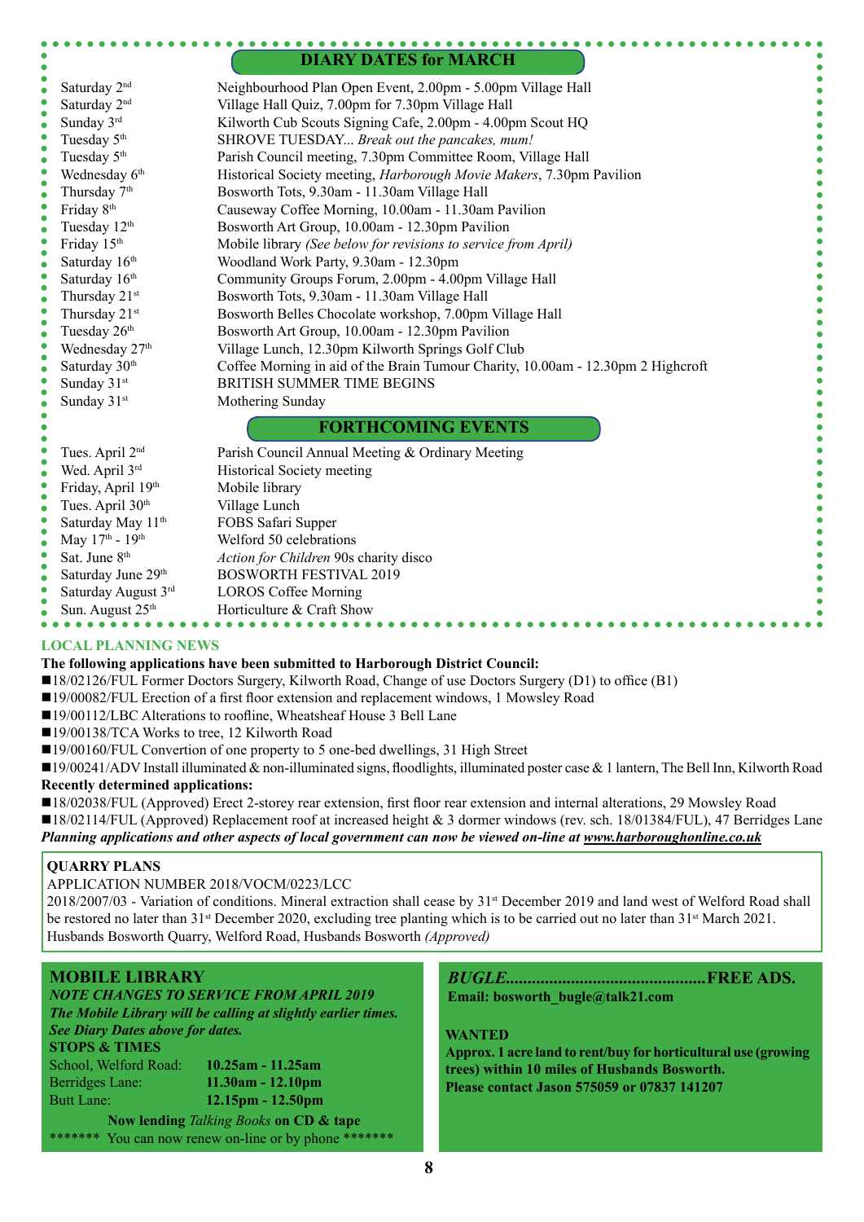## DIARY DATES for MARCH

| | |
|---|---|
| Saturday 2nd | Neighbourhood Plan Open Event, 2.00pm - 5.00pm Village Hall |
| Saturday 2nd | Village Hall Quiz, 7.00pm for 7.30pm Village Hall |
| Sunday 3rd | Kilworth Cub Scouts Signing Cafe, 2.00pm - 4.00pm Scout HQ |
| Tuesday 5th | SHROVE TUESDAY... *Break out the pancakes, mum!* |
| Tuesday 5th | Parish Council meeting, 7.30pm Committee Room, Village Hall |
| Wednesday 6th | Historical Society meeting, *Harborough Movie Makers*, 7.30pm Pavilion |
| Thursday 7th | Bosworth Tots, 9.30am - 11.30am Village Hall |
| Friday 8th | Causeway Coffee Morning, 10.00am - 11.30am Pavilion |
| Tuesday 12th | Bosworth Art Group, 10.00am - 12.30pm Pavilion |
| Friday 15th | Mobile library *(See below for revisions to service from April)* |
| Saturday 16th | Woodland Work Party, 9.30am - 12.30pm |
| Saturday 16th | Community Groups Forum, 2.00pm - 4.00pm Village Hall |
| Thursday 21st | Bosworth Tots, 9.30am - 11.30am Village Hall |
| Thursday 21st | Bosworth Belles Chocolate workshop, 7.00pm Village Hall |
| Tuesday 26th | Bosworth Art Group, 10.00am - 12.30pm Pavilion |
| Wednesday 27th | Village Lunch, 12.30pm Kilworth Springs Golf Club |
| Saturday 30th | Coffee Morning in aid of the Brain Tumour Charity, 10.00am - 12.30pm 2 Highcroft |
| Sunday 31st | BRITISH SUMMER TIME BEGINS |
| Sunday 31st | Mothering Sunday |

## FORTHCOMING EVENTS

| | |
|---|---|
| Tues. April 2nd | Parish Council Annual Meeting & Ordinary Meeting |
| Wed. April 3rd | Historical Society meeting |
| Friday, April 19th | Mobile library |
| Tues. April 30th | Village Lunch |
| Saturday May 11th | FOBS Safari Supper |
| May 17th - 19th | Welford 50 celebrations |
| Sat. June 8th | *Action for Children* 90s charity disco |
| Saturday June 29th | BOSWORTH FESTIVAL 2019 |
| Saturday August 3rd | LOROS Coffee Morning |
| Sun. August 25th | Horticulture & Craft Show |

## LOCAL PLANNING NEWS

**The following applications have been submitted to Harborough District Council:**

- 18/02126/FUL Former Doctors Surgery, Kilworth Road, Change of use Doctors Surgery (D1) to office (B1)
- 19/00082/FUL Erection of a first floor extension and replacement windows, 1 Mowsley Road
- 19/00112/LBC Alterations to roofline, Wheatsheaf House 3 Bell Lane
- 19/00138/TCA Works to tree, 12 Kilworth Road
- 19/00160/FUL Convertion of one property to 5 one-bed dwellings, 31 High Street
- 19/00241/ADV Install illuminated & non-illuminated signs, floodlights, illuminated poster case & 1 lantern, The Bell Inn, Kilworth Road

**Recently determined applications:**

- 18/02038/FUL (Approved) Erect 2-storey rear extension, first floor rear extension and internal alterations, 29 Mowsley Road
- 18/02114/FUL (Approved) Replacement roof at increased height & 3 dormer windows (rev. sch. 18/01384/FUL), 47 Berridges Lane

***Planning applications and other aspects of local government can now be viewed on-line at www.harboroughonline.co.uk***

## QUARRY PLANS

APPLICATION NUMBER 2018/VOCM/0223/LCC

2018/2007/03 - Variation of conditions. Mineral extraction shall cease by 31st December 2019 and land west of Welford Road shall be restored no later than 31st December 2020, excluding tree planting which is to be carried out no later than 31st March 2021. Husbands Bosworth Quarry, Welford Road, Husbands Bosworth *(Approved)*

## MOBILE LIBRARY

***NOTE CHANGES TO SERVICE FROM APRIL 2019***

***The Mobile Library will be calling at slightly earlier times.***

***See Diary Dates above for dates.***

**STOPS & TIMES**

| | |
|---|---|
| School, Welford Road: | **10.25am - 11.25am** |
| Berridges Lane: | **11.30am - 12.10pm** |
| Butt Lane: | **12.15pm - 12.50pm** |

**Now lending** *Talking Books* **on CD & tape**

\*\*\*\*\*\*\* You can now renew on-line or by phone \*\*\*\*\*\*\*

## *BUGLE*..............................................FREE ADS.

**Email: bosworth_bugle@talk21.com**

**WANTED**

**Approx. 1 acre land to rent/buy for horticultural use (growing trees) within 10 miles of Husbands Bosworth.**
**Please contact Jason 575059 or 07837 141207**